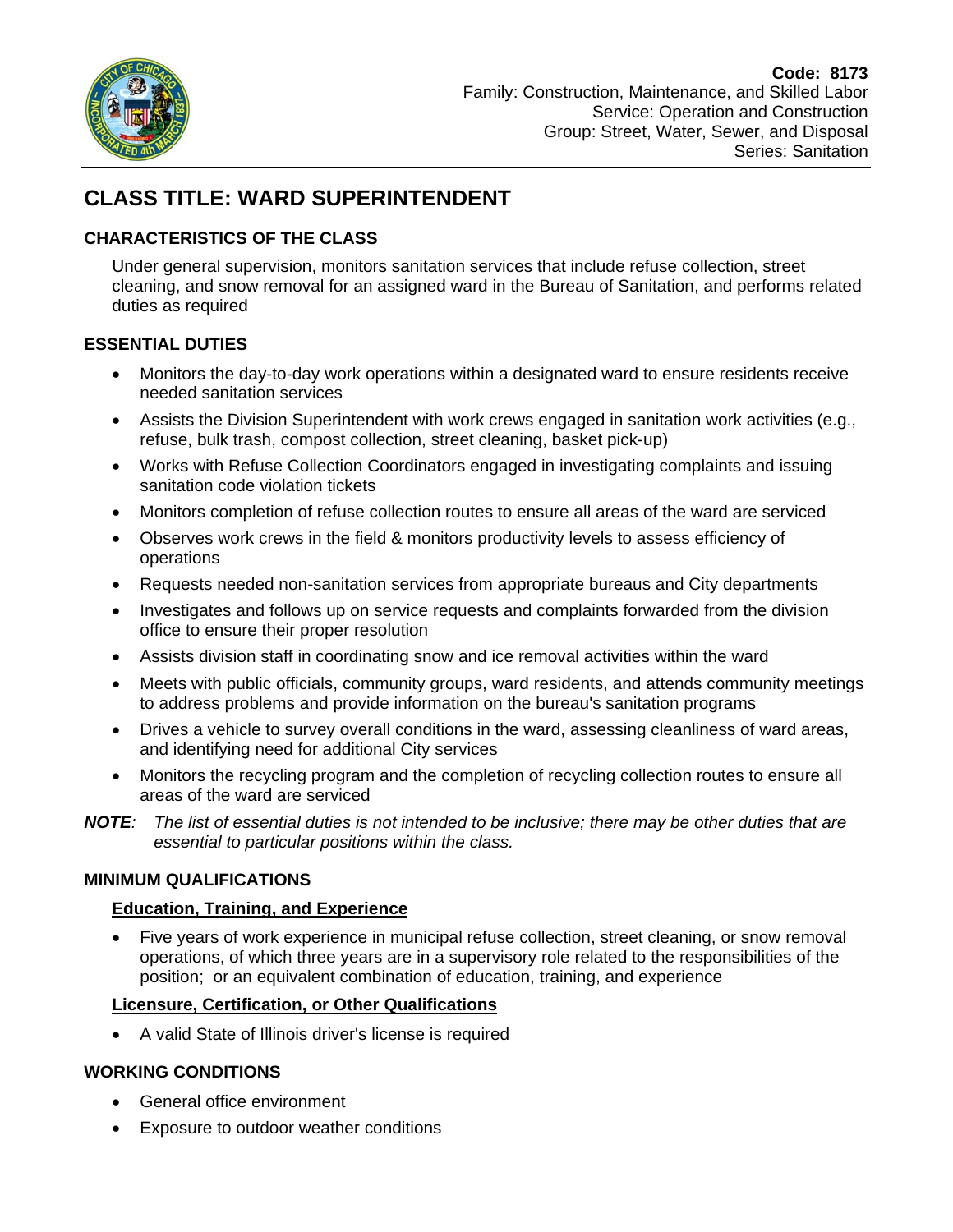**Code: 8173**
Family: Construction, Maintenance, and Skilled Labor
Service: Operation and Construction
Group: Street, Water, Sewer, and Disposal
Series: Sanitation

# CLASS TITLE: WARD SUPERINTENDENT

## CHARACTERISTICS OF THE CLASS

Under general supervision, monitors sanitation services that include refuse collection, street cleaning, and snow removal for an assigned ward in the Bureau of Sanitation, and performs related duties as required

## ESSENTIAL DUTIES

- Monitors the day-to-day work operations within a designated ward to ensure residents receive needed sanitation services
- Assists the Division Superintendent with work crews engaged in sanitation work activities (e.g., refuse, bulk trash, compost collection, street cleaning, basket pick-up)
- Works with Refuse Collection Coordinators engaged in investigating complaints and issuing sanitation code violation tickets
- Monitors completion of refuse collection routes to ensure all areas of the ward are serviced
- Observes work crews in the field & monitors productivity levels to assess efficiency of operations
- Requests needed non-sanitation services from appropriate bureaus and City departments
- Investigates and follows up on service requests and complaints forwarded from the division office to ensure their proper resolution
- Assists division staff in coordinating snow and ice removal activities within the ward
- Meets with public officials, community groups, ward residents, and attends community meetings to address problems and provide information on the bureau's sanitation programs
- Drives a vehicle to survey overall conditions in the ward, assessing cleanliness of ward areas, and identifying need for additional City services
- Monitors the recycling program and the completion of recycling collection routes to ensure all areas of the ward are serviced

***NOTE****: The list of essential duties is not intended to be inclusive; there may be other duties that are essential to particular positions within the class.*

## MINIMUM QUALIFICATIONS

### Education, Training, and Experience

- Five years of work experience in municipal refuse collection, street cleaning, or snow removal operations, of which three years are in a supervisory role related to the responsibilities of the position; or an equivalent combination of education, training, and experience

### Licensure, Certification, or Other Qualifications

- A valid State of Illinois driver's license is required

## WORKING CONDITIONS

- General office environment
- Exposure to outdoor weather conditions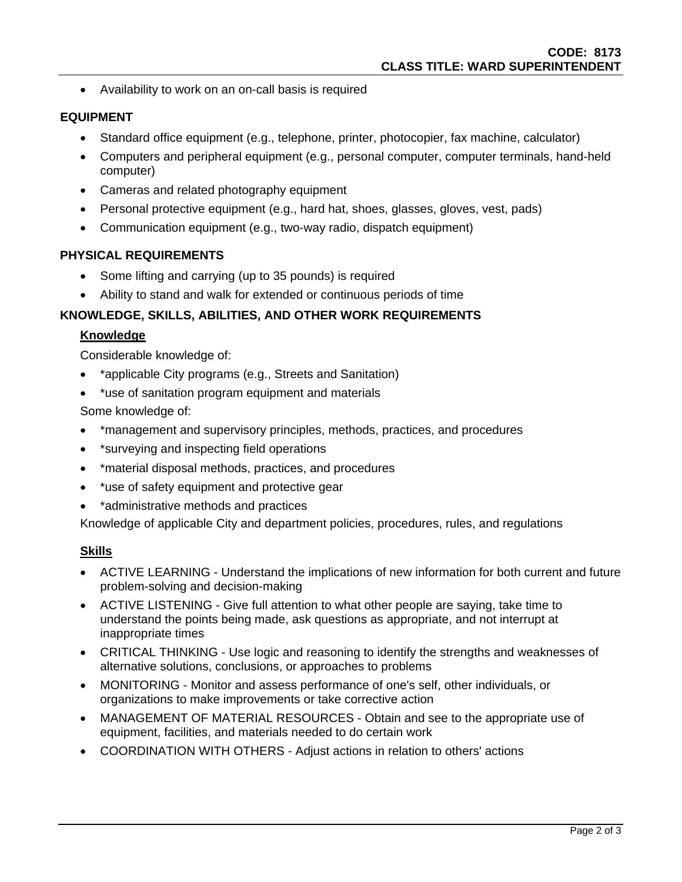- Availability to work on an on-call basis is required

## EQUIPMENT

- Standard office equipment (e.g., telephone, printer, photocopier, fax machine, calculator)
- Computers and peripheral equipment (e.g., personal computer, computer terminals, hand-held computer)
- Cameras and related photography equipment
- Personal protective equipment (e.g., hard hat, shoes, glasses, gloves, vest, pads)
- Communication equipment (e.g., two-way radio, dispatch equipment)

## PHYSICAL REQUIREMENTS

- Some lifting and carrying (up to 35 pounds) is required
- Ability to stand and walk for extended or continuous periods of time

## KNOWLEDGE, SKILLS, ABILITIES, AND OTHER WORK REQUIREMENTS

### Knowledge

Considerable knowledge of:

- *applicable City programs (e.g., Streets and Sanitation)
- *use of sanitation program equipment and materials

Some knowledge of:

- *management and supervisory principles, methods, practices, and procedures
- *surveying and inspecting field operations
- *material disposal methods, practices, and procedures
- *use of safety equipment and protective gear
- *administrative methods and practices

Knowledge of applicable City and department policies, procedures, rules, and regulations

### Skills

- ACTIVE LEARNING - Understand the implications of new information for both current and future problem-solving and decision-making
- ACTIVE LISTENING - Give full attention to what other people are saying, take time to understand the points being made, ask questions as appropriate, and not interrupt at inappropriate times
- CRITICAL THINKING - Use logic and reasoning to identify the strengths and weaknesses of alternative solutions, conclusions, or approaches to problems
- MONITORING - Monitor and assess performance of one's self, other individuals, or organizations to make improvements or take corrective action
- MANAGEMENT OF MATERIAL RESOURCES - Obtain and see to the appropriate use of equipment, facilities, and materials needed to do certain work
- COORDINATION WITH OTHERS - Adjust actions in relation to others' actions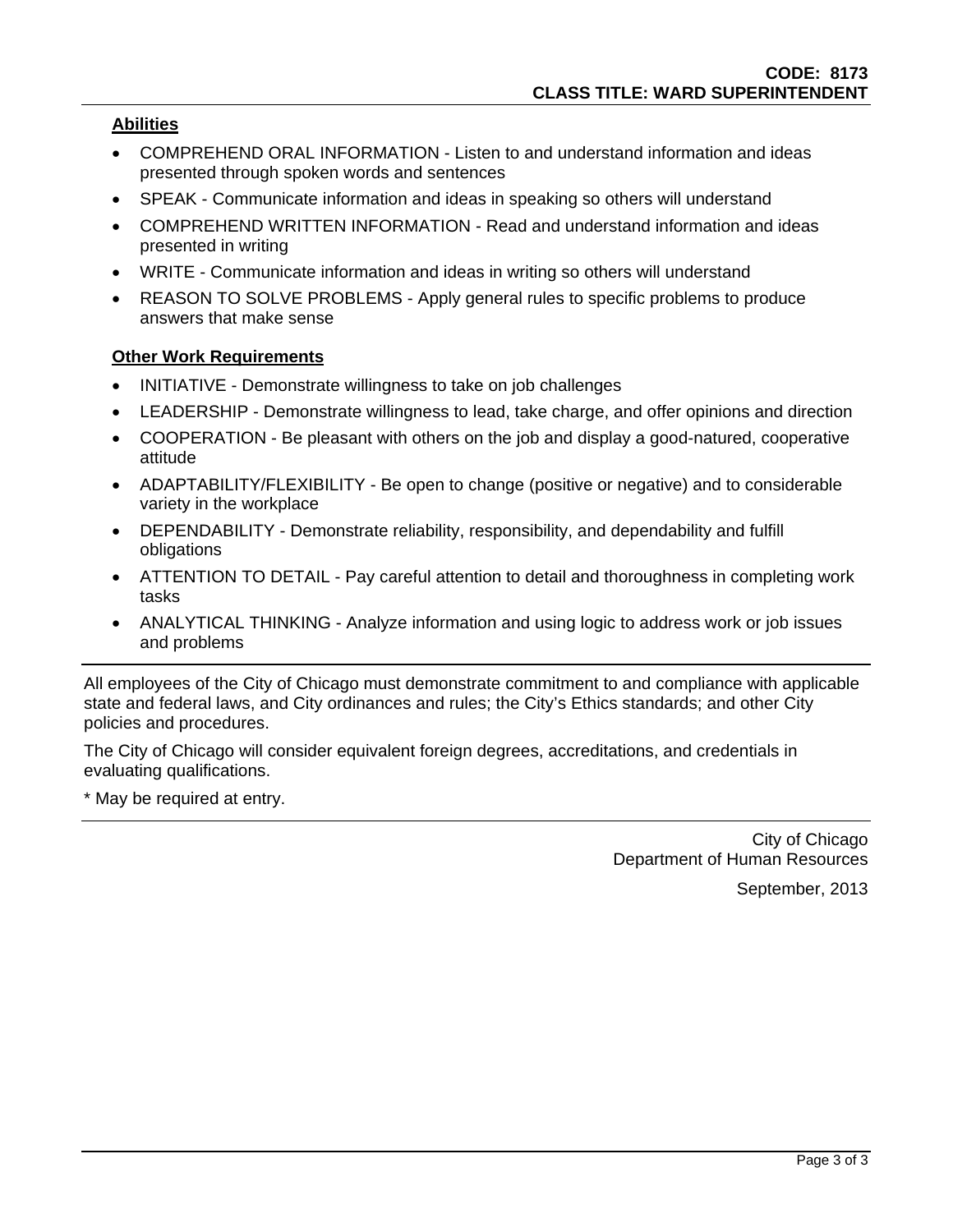### Abilities

- COMPREHEND ORAL INFORMATION - Listen to and understand information and ideas presented through spoken words and sentences
- SPEAK - Communicate information and ideas in speaking so others will understand
- COMPREHEND WRITTEN INFORMATION - Read and understand information and ideas presented in writing
- WRITE - Communicate information and ideas in writing so others will understand
- REASON TO SOLVE PROBLEMS - Apply general rules to specific problems to produce answers that make sense

### Other Work Requirements

- INITIATIVE - Demonstrate willingness to take on job challenges
- LEADERSHIP - Demonstrate willingness to lead, take charge, and offer opinions and direction
- COOPERATION - Be pleasant with others on the job and display a good-natured, cooperative attitude
- ADAPTABILITY/FLEXIBILITY - Be open to change (positive or negative) and to considerable variety in the workplace
- DEPENDABILITY - Demonstrate reliability, responsibility, and dependability and fulfill obligations
- ATTENTION TO DETAIL - Pay careful attention to detail and thoroughness in completing work tasks
- ANALYTICAL THINKING - Analyze information and using logic to address work or job issues and problems

---

All employees of the City of Chicago must demonstrate commitment to and compliance with applicable state and federal laws, and City ordinances and rules; the City's Ethics standards; and other City policies and procedures.

The City of Chicago will consider equivalent foreign degrees, accreditations, and credentials in evaluating qualifications.

* May be required at entry.

---

City of Chicago
Department of Human Resources

September, 2013